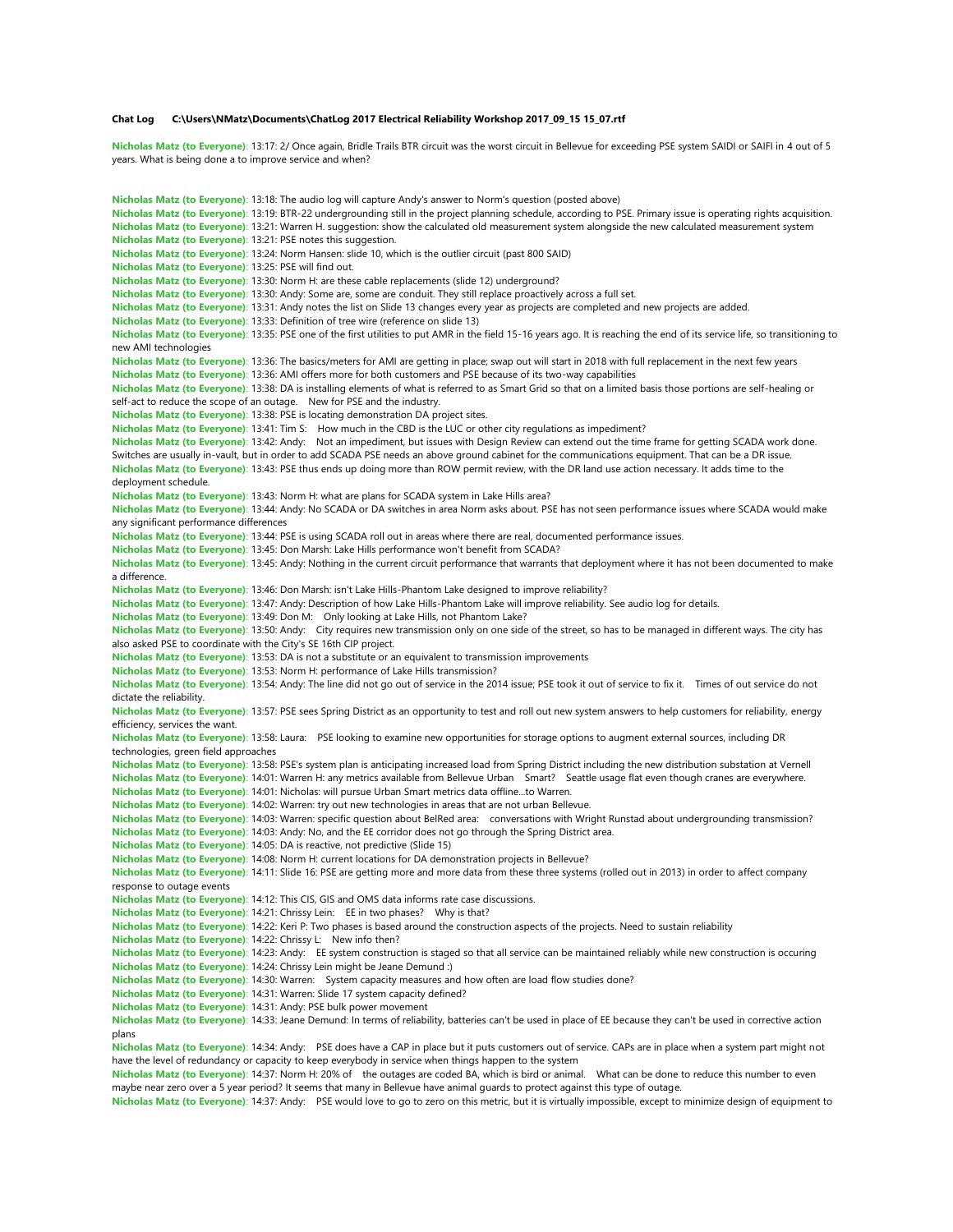**Chat Log C:\Users\NMatz\Documents\ChatLog 2017 Electrical Reliability Workshop 2017_09_15 15_07.rtf**

**Nicholas Matz (to Everyone)**: 13:17: 2/ Once again, Bridle Trails BTR circuit was the worst circuit in Bellevue for exceeding PSE system SAIDI or SAIFI in 4 out of 5 years. What is being done a to improve service and when?

**Nicholas Matz (to Everyone)**: 13:18: The audio log will capture Andy's answer to Norm's question (posted above)
**Nicholas Matz (to Everyone)**: 13:19: BTR-22 undergrounding still in the project planning schedule, according to PSE. Primary issue is operating rights acquisition.
**Nicholas Matz (to Everyone)**: 13:21: Warren H. suggestion: show the calculated old measurement system alongside the new calculated measurement system
**Nicholas Matz (to Everyone)**: 13:21: PSE notes this suggestion.
**Nicholas Matz (to Everyone)**: 13:24: Norm Hansen: slide 10, which is the outlier circuit (past 800 SAID)
**Nicholas Matz (to Everyone)**: 13:25: PSE will find out.
**Nicholas Matz (to Everyone)**: 13:30: Norm H: are these cable replacements (slide 12) underground?
**Nicholas Matz (to Everyone)**: 13:30: Andy: Some are, some are conduit. They still replace proactively across a full set.
**Nicholas Matz (to Everyone)**: 13:31: Andy notes the list on Slide 13 changes every year as projects are completed and new projects are added.
**Nicholas Matz (to Everyone)**: 13:33: Definition of tree wire (reference on slide 13)
**Nicholas Matz (to Everyone)**: 13:35: PSE one of the first utilities to put AMR in the field 15-16 years ago. It is reaching the end of its service life, so transitioning to new AMI technologies
**Nicholas Matz (to Everyone)**: 13:36: The basics/meters for AMI are getting in place; swap out will start in 2018 with full replacement in the next few years
**Nicholas Matz (to Everyone)**: 13:36: AMI offers more for both customers and PSE because of its two-way capabilities
**Nicholas Matz (to Everyone)**: 13:38: DA is installing elements of what is referred to as Smart Grid so that on a limited basis those portions are self-healing or self-act to reduce the scope of an outage. New for PSE and the industry.
**Nicholas Matz (to Everyone)**: 13:38: PSE is locating demonstration DA project sites.
**Nicholas Matz (to Everyone)**: 13:41: Tim S: How much in the CBD is the LUC or other city regulations as impediment?
**Nicholas Matz (to Everyone)**: 13:42: Andy: Not an impediment, but issues with Design Review can extend out the time frame for getting SCADA work done. Switches are usually in-vault, but in order to add SCADA PSE needs an above ground cabinet for the communications equipment. That can be a DR issue.
**Nicholas Matz (to Everyone)**: 13:43: PSE thus ends up doing more than ROW permit review, with the DR land use action necessary. It adds time to the deployment schedule.
**Nicholas Matz (to Everyone)**: 13:43: Norm H: what are plans for SCADA system in Lake Hills area?
**Nicholas Matz (to Everyone)**: 13:44: Andy: No SCADA or DA switches in area Norm asks about. PSE has not seen performance issues where SCADA would make any significant performance differences
**Nicholas Matz (to Everyone)**: 13:44: PSE is using SCADA roll out in areas where there are real, documented performance issues.
**Nicholas Matz (to Everyone)**: 13:45: Don Marsh: Lake Hills performance won't benefit from SCADA?
**Nicholas Matz (to Everyone)**: 13:45: Andy: Nothing in the current circuit performance that warrants that deployment where it has not been documented to make a difference.
**Nicholas Matz (to Everyone)**: 13:46: Don Marsh: isn't Lake Hills-Phantom Lake designed to improve reliability?
**Nicholas Matz (to Everyone)**: 13:47: Andy: Description of how Lake Hills-Phantom Lake will improve reliability. See audio log for details.
**Nicholas Matz (to Everyone)**: 13:49: Don M: Only looking at Lake Hills, not Phantom Lake?
**Nicholas Matz (to Everyone)**: 13:50: Andy: City requires new transmission only on one side of the street, so has to be managed in different ways. The city has also asked PSE to coordinate with the City's SE 16th CIP project.
**Nicholas Matz (to Everyone)**: 13:53: DA is not a substitute or an equivalent to transmission improvements
**Nicholas Matz (to Everyone)**: 13:53: Norm H: performance of Lake Hills transmission?
**Nicholas Matz (to Everyone)**: 13:54: Andy: The line did not go out of service in the 2014 issue; PSE took it out of service to fix it. Times of out service do not dictate the reliability.
**Nicholas Matz (to Everyone)**: 13:57: PSE sees Spring District as an opportunity to test and roll out new system answers to help customers for reliability, energy efficiency, services the want.
**Nicholas Matz (to Everyone)**: 13:58: Laura: PSE looking to examine new opportunities for storage options to augment external sources, including DR technologies, green field approaches
**Nicholas Matz (to Everyone)**: 13:58: PSE's system plan is anticipating increased load from Spring District including the new distribution substation at Vernell
**Nicholas Matz (to Everyone)**: 14:01: Warren H: any metrics available from Bellevue Urban Smart? Seattle usage flat even though cranes are everywhere.
**Nicholas Matz (to Everyone)**: 14:01: Nicholas: will pursue Urban Smart metrics data offline...to Warren.
**Nicholas Matz (to Everyone)**: 14:02: Warren: try out new technologies in areas that are not urban Bellevue.
**Nicholas Matz (to Everyone)**: 14:03: Warren: specific question about BelRed area: conversations with Wright Runstad about undergrounding transmission?
**Nicholas Matz (to Everyone)**: 14:03: Andy: No, and the EE corridor does not go through the Spring District area.
**Nicholas Matz (to Everyone)**: 14:05: DA is reactive, not predictive (Slide 15)
**Nicholas Matz (to Everyone)**: 14:08: Norm H: current locations for DA demonstration projects in Bellevue?
**Nicholas Matz (to Everyone)**: 14:11: Slide 16: PSE are getting more and more data from these three systems (rolled out in 2013) in order to affect company response to outage events
**Nicholas Matz (to Everyone)**: 14:12: This CIS, GIS and OMS data informs rate case discussions.
**Nicholas Matz (to Everyone)**: 14:21: Chrissy Lein: EE in two phases? Why is that?
**Nicholas Matz (to Everyone)**: 14:22: Keri P: Two phases is based around the construction aspects of the projects. Need to sustain reliability
**Nicholas Matz (to Everyone)**: 14:22: Chrissy L: New info then?
**Nicholas Matz (to Everyone)**: 14:23: Andy: EE system construction is staged so that all service can be maintained reliably while new construction is occuring
**Nicholas Matz (to Everyone)**: 14:24: Chrissy Lein might be Jeane Demund :)
**Nicholas Matz (to Everyone)**: 14:30: Warren: System capacity measures and how often are load flow studies done?
**Nicholas Matz (to Everyone)**: 14:31: Warren: Slide 17 system capacity defined?
**Nicholas Matz (to Everyone)**: 14:31: Andy: PSE bulk power movement
**Nicholas Matz (to Everyone)**: 14:33: Jeane Demund: In terms of reliability, batteries can't be used in place of EE because they can't be used in corrective action plans
**Nicholas Matz (to Everyone)**: 14:34: Andy: PSE does have a CAP in place but it puts customers out of service. CAPs are in place when a system part might not have the level of redundancy or capacity to keep everybody in service when things happen to the system
**Nicholas Matz (to Everyone)**: 14:37: Norm H: 20% of the outages are coded BA, which is bird or animal. What can be done to reduce this number to even maybe near zero over a 5 year period? It seems that many in Bellevue have animal guards to protect against this type of outage.
**Nicholas Matz (to Everyone)**: 14:37: Andy: PSE would love to go to zero on this metric, but it is virtually impossible, except to minimize design of equipment to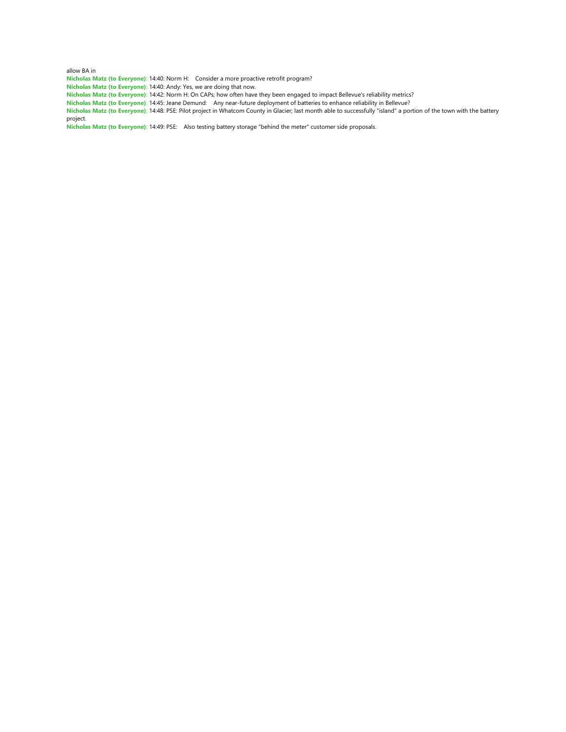allow BA in

**Nicholas Matz (to Everyone)**: 14:40: Norm H: Consider a more proactive retrofit program?

**Nicholas Matz (to Everyone)**: 14:40: Andy: Yes, we are doing that now.

**Nicholas Matz (to Everyone)**: 14:42: Norm H: On CAPs; how often have they been engaged to impact Bellevue's reliability metrics?

**Nicholas Matz (to Everyone)**: 14:45: Jeane Demund: Any near-future deployment of batteries to enhance reliability in Bellevue?

**Nicholas Matz (to Everyone)**: 14:48: PSE: Pilot project in Whatcom County in Glacier; last month able to successfully "island" a portion of the town with the battery project.

**Nicholas Matz (to Everyone)**: 14:49: PSE: Also testing battery storage "behind the meter" customer side proposals.